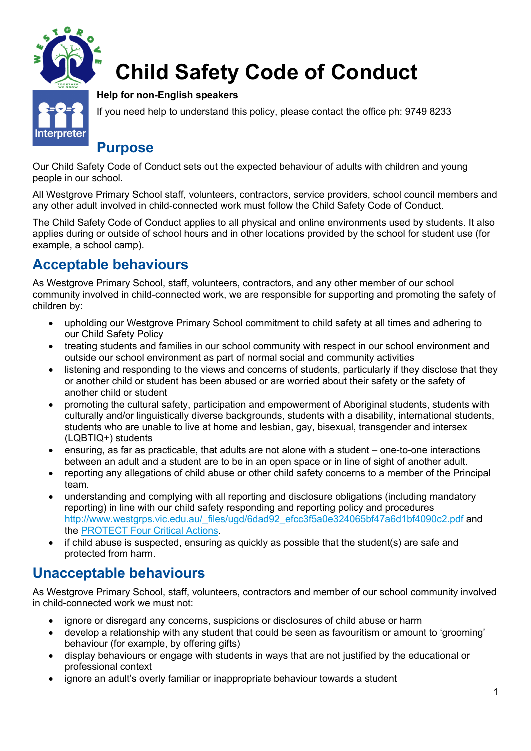# Child Safety Code of Conduct

**Help for non-English speakers**

If you need help to understand this policy, please contact the office ph: 9749 8233

## Purpose

Our Child Safety Code of Conduct sets out the expected behaviour of adults with children and young people in our school.

All Westgrove Primary School staff, volunteers, contractors, service providers, school council members and any other adult involved in child-connected work must follow the Child Safety Code of Conduct.

The Child Safety Code of Conduct applies to all physical and online environments used by students. It also applies during or outside of school hours and in other locations provided by the school for student use (for example, a school camp).

## Acceptable behaviours

As Westgrove Primary School, staff, volunteers, contractors, and any other member of our school community involved in child-connected work, we are responsible for supporting and promoting the safety of children by:

- upholding our Westgrove Primary School commitment to child safety at all times and adhering to our Child Safety Policy
- treating students and families in our school community with respect in our school environment and outside our school environment as part of normal social and community activities
- listening and responding to the views and concerns of students, particularly if they disclose that they or another child or student has been abused or are worried about their safety or the safety of another child or student
- promoting the cultural safety, participation and empowerment of Aboriginal students, students with culturally and/or linguistically diverse backgrounds, students with a disability, international students, students who are unable to live at home and lesbian, gay, bisexual, transgender and intersex (LQBTIQ+) students
- ensuring, as far as practicable, that adults are not alone with a student – one-to-one interactions between an adult and a student are to be in an open space or in line of sight of another adult.
- reporting any allegations of child abuse or other child safety concerns to a member of the Principal team.
- understanding and complying with all reporting and disclosure obligations (including mandatory reporting) in line with our child safety responding and reporting policy and procedures http://www.westgrps.vic.edu.au/_files/ugd/6dad92_efcc3f5a0e324065bf47a6d1bf4090c2.pdf and the PROTECT Four Critical Actions.
- if child abuse is suspected, ensuring as quickly as possible that the student(s) are safe and protected from harm.

## Unacceptable behaviours

As Westgrove Primary School, staff, volunteers, contractors and member of our school community involved in child-connected work we must not:

- ignore or disregard any concerns, suspicions or disclosures of child abuse or harm
- develop a relationship with any student that could be seen as favouritism or amount to 'grooming' behaviour (for example, by offering gifts)
- display behaviours or engage with students in ways that are not justified by the educational or professional context
- ignore an adult's overly familiar or inappropriate behaviour towards a student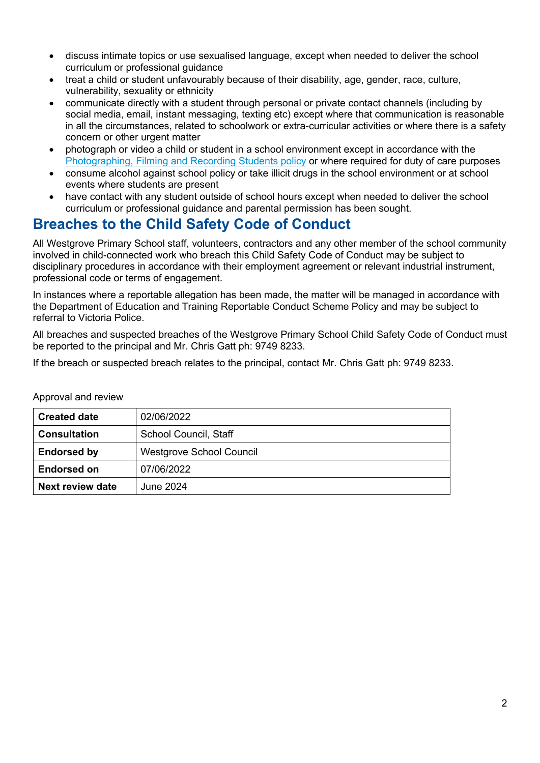- discuss intimate topics or use sexualised language, except when needed to deliver the school curriculum or professional guidance
- treat a child or student unfavourably because of their disability, age, gender, race, culture, vulnerability, sexuality or ethnicity
- communicate directly with a student through personal or private contact channels (including by social media, email, instant messaging, texting etc) except where that communication is reasonable in all the circumstances, related to schoolwork or extra-curricular activities or where there is a safety concern or other urgent matter
- photograph or video a child or student in a school environment except in accordance with the Photographing, Filming and Recording Students policy or where required for duty of care purposes
- consume alcohol against school policy or take illicit drugs in the school environment or at school events where students are present
- have contact with any student outside of school hours except when needed to deliver the school curriculum or professional guidance and parental permission has been sought.

## Breaches to the Child Safety Code of Conduct

All Westgrove Primary School staff, volunteers, contractors and any other member of the school community involved in child-connected work who breach this Child Safety Code of Conduct may be subject to disciplinary procedures in accordance with their employment agreement or relevant industrial instrument, professional code or terms of engagement.

In instances where a reportable allegation has been made, the matter will be managed in accordance with the Department of Education and Training Reportable Conduct Scheme Policy and may be subject to referral to Victoria Police.

All breaches and suspected breaches of the Westgrove Primary School Child Safety Code of Conduct must be reported to the principal and Mr. Chris Gatt ph: 9749 8233.

If the breach or suspected breach relates to the principal, contact Mr. Chris Gatt ph: 9749 8233.

Approval and review

| | |
|---|---|
| **Created date** | 02/06/2022 |
| **Consultation** | School Council, Staff |
| **Endorsed by** | Westgrove School Council |
| **Endorsed on** | 07/06/2022 |
| **Next review date** | June 2024 |